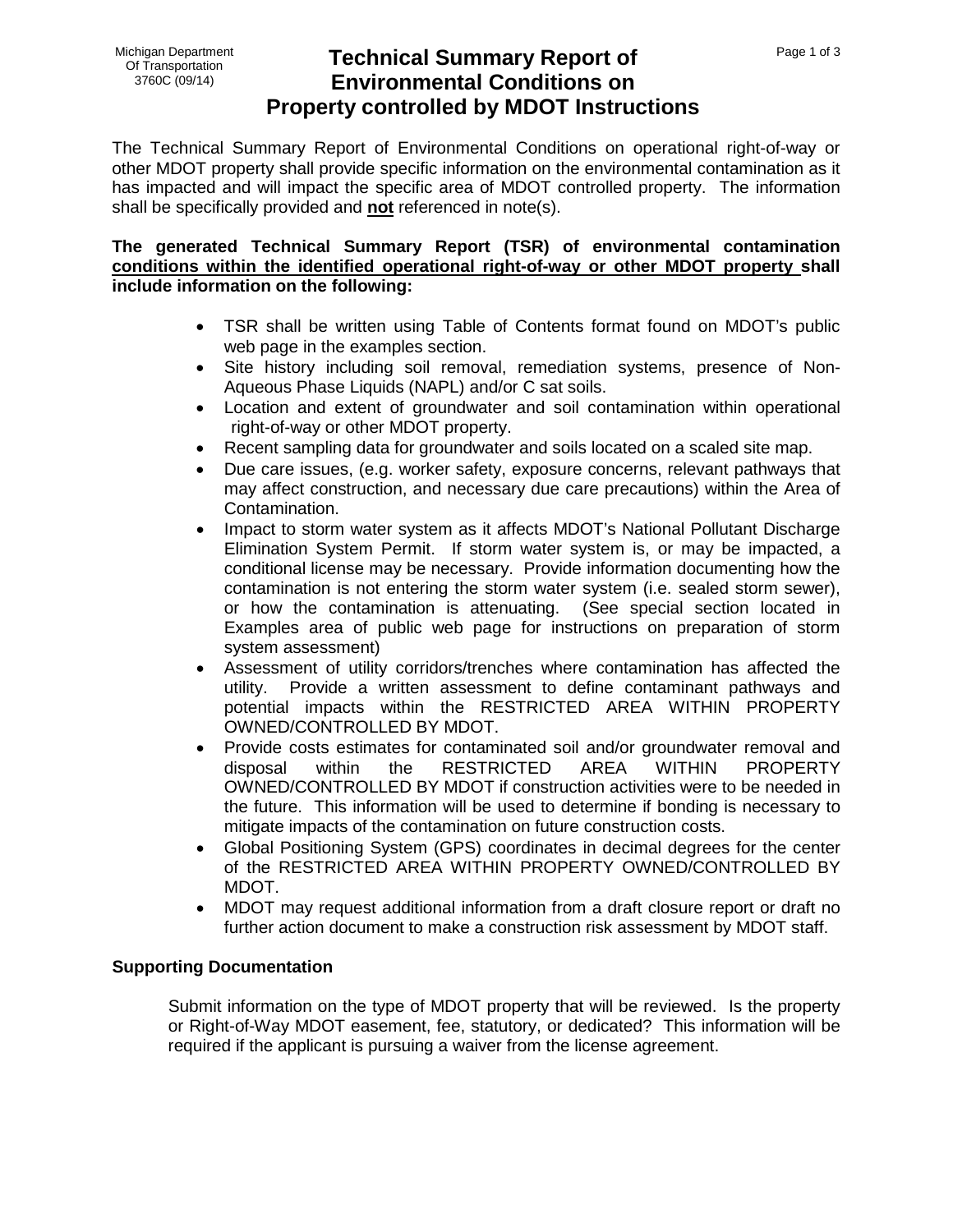Michigan Department Of Transportation 3760C (09/14)

# Technical Summary Report of Environmental Conditions on Property controlled by MDOT Instructions

The Technical Summary Report of Environmental Conditions on operational right-of-way or other MDOT property shall provide specific information on the environmental contamination as it has impacted and will impact the specific area of MDOT controlled property. The information shall be specifically provided and **not** referenced in note(s).

**The generated Technical Summary Report (TSR) of environmental contamination conditions within the identified operational right-of-way or other MDOT property shall include information on the following:**

- TSR shall be written using Table of Contents format found on MDOT's public web page in the examples section.
- Site history including soil removal, remediation systems, presence of Non-Aqueous Phase Liquids (NAPL) and/or C sat soils.
- Location and extent of groundwater and soil contamination within operational right-of-way or other MDOT property.
- Recent sampling data for groundwater and soils located on a scaled site map.
- Due care issues, (e.g. worker safety, exposure concerns, relevant pathways that may affect construction, and necessary due care precautions) within the Area of Contamination.
- Impact to storm water system as it affects MDOT's National Pollutant Discharge Elimination System Permit. If storm water system is, or may be impacted, a conditional license may be necessary. Provide information documenting how the contamination is not entering the storm water system (i.e. sealed storm sewer), or how the contamination is attenuating. (See special section located in Examples area of public web page for instructions on preparation of storm system assessment)
- Assessment of utility corridors/trenches where contamination has affected the utility. Provide a written assessment to define contaminant pathways and potential impacts within the RESTRICTED AREA WITHIN PROPERTY OWNED/CONTROLLED BY MDOT.
- Provide costs estimates for contaminated soil and/or groundwater removal and disposal within the RESTRICTED AREA WITHIN PROPERTY OWNED/CONTROLLED BY MDOT if construction activities were to be needed in the future. This information will be used to determine if bonding is necessary to mitigate impacts of the contamination on future construction costs.
- Global Positioning System (GPS) coordinates in decimal degrees for the center of the RESTRICTED AREA WITHIN PROPERTY OWNED/CONTROLLED BY MDOT.
- MDOT may request additional information from a draft closure report or draft no further action document to make a construction risk assessment by MDOT staff.

**Supporting Documentation**

Submit information on the type of MDOT property that will be reviewed. Is the property or Right-of-Way MDOT easement, fee, statutory, or dedicated? This information will be required if the applicant is pursuing a waiver from the license agreement.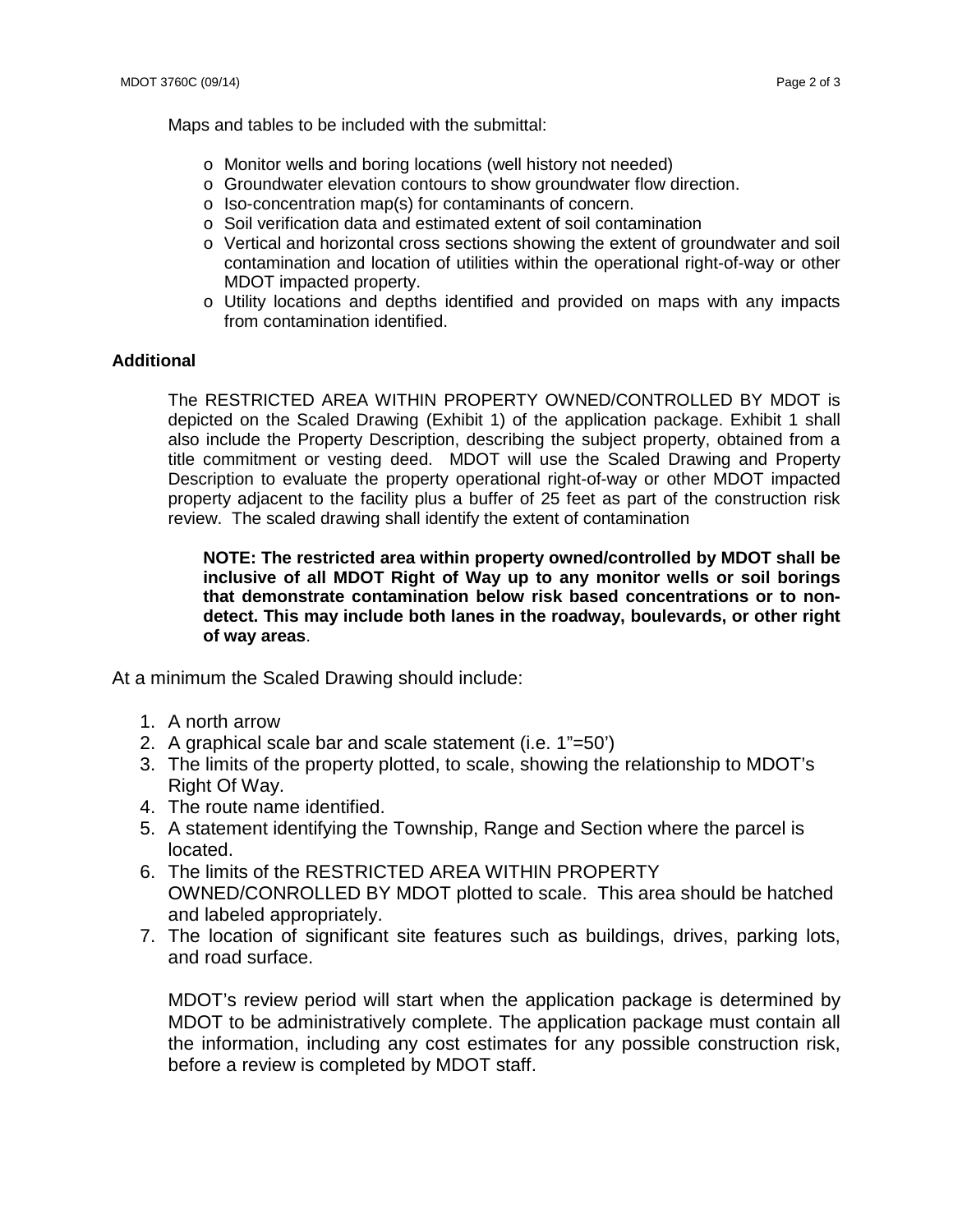Maps and tables to be included with the submittal:

- Monitor wells and boring locations (well history not needed)
- Groundwater elevation contours to show groundwater flow direction.
- Iso-concentration map(s) for contaminants of concern.
- Soil verification data and estimated extent of soil contamination
- Vertical and horizontal cross sections showing the extent of groundwater and soil contamination and location of utilities within the operational right-of-way or other MDOT impacted property.
- Utility locations and depths identified and provided on maps with any impacts from contamination identified.

**Additional**

The RESTRICTED AREA WITHIN PROPERTY OWNED/CONTROLLED BY MDOT is depicted on the Scaled Drawing (Exhibit 1) of the application package. Exhibit 1 shall also include the Property Description, describing the subject property, obtained from a title commitment or vesting deed. MDOT will use the Scaled Drawing and Property Description to evaluate the property operational right-of-way or other MDOT impacted property adjacent to the facility plus a buffer of 25 feet as part of the construction risk review. The scaled drawing shall identify the extent of contamination

**NOTE: The restricted area within property owned/controlled by MDOT shall be inclusive of all MDOT Right of Way up to any monitor wells or soil borings that demonstrate contamination below risk based concentrations or to non-detect. This may include both lanes in the roadway, boulevards, or other right of way areas**.

At a minimum the Scaled Drawing should include:

1. A north arrow
2. A graphical scale bar and scale statement (i.e. 1"=50')
3. The limits of the property plotted, to scale, showing the relationship to MDOT's Right Of Way.
4. The route name identified.
5. A statement identifying the Township, Range and Section where the parcel is located.
6. The limits of the RESTRICTED AREA WITHIN PROPERTY OWNED/CONROLLED BY MDOT plotted to scale. This area should be hatched and labeled appropriately.
7. The location of significant site features such as buildings, drives, parking lots, and road surface.

MDOT's review period will start when the application package is determined by MDOT to be administratively complete. The application package must contain all the information, including any cost estimates for any possible construction risk, before a review is completed by MDOT staff.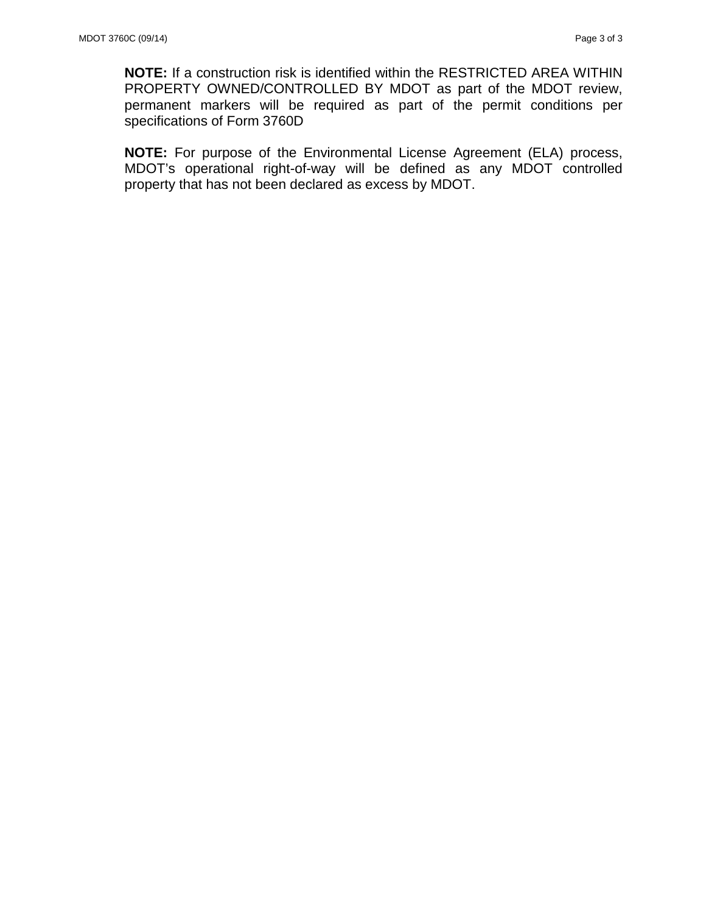**NOTE:** If a construction risk is identified within the RESTRICTED AREA WITHIN PROPERTY OWNED/CONTROLLED BY MDOT as part of the MDOT review, permanent markers will be required as part of the permit conditions per specifications of Form 3760D

**NOTE:** For purpose of the Environmental License Agreement (ELA) process, MDOT's operational right-of-way will be defined as any MDOT controlled property that has not been declared as excess by MDOT.